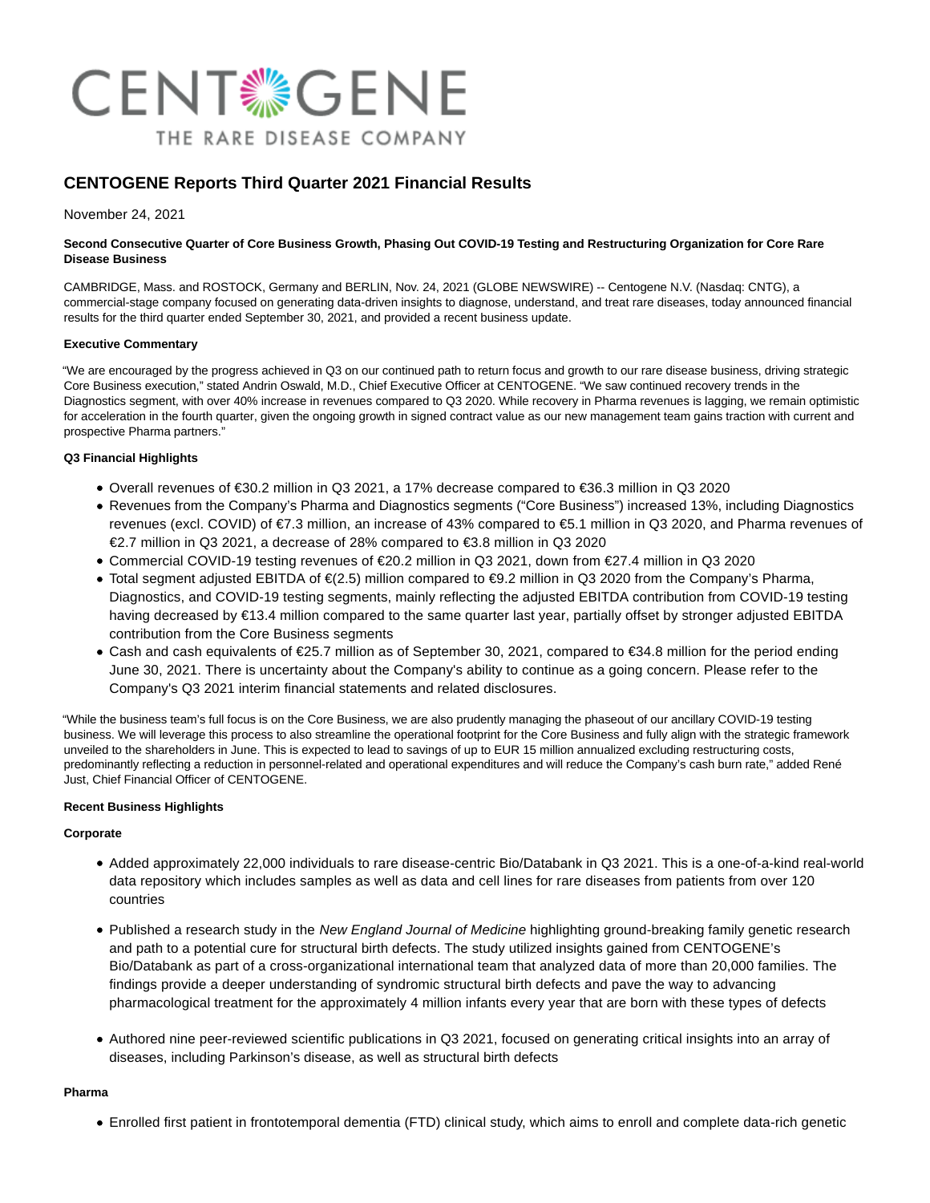CENTOGENE

THE RARE DISEASE COMPANY

# CENTOGENE Reports Third Quarter 2021 Financial Results

November 24, 2021

**Second Consecutive Quarter of Core Business Growth, Phasing Out COVID-19 Testing and Restructuring Organization for Core Rare Disease Business**

CAMBRIDGE, Mass. and ROSTOCK, Germany and BERLIN, Nov. 24, 2021 (GLOBE NEWSWIRE) -- Centogene N.V. (Nasdaq: CNTG), a commercial-stage company focused on generating data-driven insights to diagnose, understand, and treat rare diseases, today announced financial results for the third quarter ended September 30, 2021, and provided a recent business update.

**Executive Commentary**

"We are encouraged by the progress achieved in Q3 on our continued path to return focus and growth to our rare disease business, driving strategic Core Business execution," stated Andrin Oswald, M.D., Chief Executive Officer at CENTOGENE. "We saw continued recovery trends in the Diagnostics segment, with over 40% increase in revenues compared to Q3 2020. While recovery in Pharma revenues is lagging, we remain optimistic for acceleration in the fourth quarter, given the ongoing growth in signed contract value as our new management team gains traction with current and prospective Pharma partners."

**Q3 Financial Highlights**

- Overall revenues of €30.2 million in Q3 2021, a 17% decrease compared to €36.3 million in Q3 2020
- Revenues from the Company's Pharma and Diagnostics segments ("Core Business") increased 13%, including Diagnostics revenues (excl. COVID) of €7.3 million, an increase of 43% compared to €5.1 million in Q3 2020, and Pharma revenues of €2.7 million in Q3 2021, a decrease of 28% compared to €3.8 million in Q3 2020
- Commercial COVID-19 testing revenues of €20.2 million in Q3 2021, down from €27.4 million in Q3 2020
- Total segment adjusted EBITDA of €(2.5) million compared to €9.2 million in Q3 2020 from the Company's Pharma, Diagnostics, and COVID-19 testing segments, mainly reflecting the adjusted EBITDA contribution from COVID-19 testing having decreased by €13.4 million compared to the same quarter last year, partially offset by stronger adjusted EBITDA contribution from the Core Business segments
- Cash and cash equivalents of €25.7 million as of September 30, 2021, compared to €34.8 million for the period ending June 30, 2021. There is uncertainty about the Company's ability to continue as a going concern. Please refer to the Company's Q3 2021 interim financial statements and related disclosures.

"While the business team's full focus is on the Core Business, we are also prudently managing the phaseout of our ancillary COVID-19 testing business. We will leverage this process to also streamline the operational footprint for the Core Business and fully align with the strategic framework unveiled to the shareholders in June. This is expected to lead to savings of up to EUR 15 million annualized excluding restructuring costs, predominantly reflecting a reduction in personnel-related and operational expenditures and will reduce the Company's cash burn rate," added René Just, Chief Financial Officer of CENTOGENE.

**Recent Business Highlights**

**Corporate**

- Added approximately 22,000 individuals to rare disease-centric Bio/Databank in Q3 2021. This is a one-of-a-kind real-world data repository which includes samples as well as data and cell lines for rare diseases from patients from over 120 countries
- Published a research study in the *New England Journal of Medicine* highlighting ground-breaking family genetic research and path to a potential cure for structural birth defects. The study utilized insights gained from CENTOGENE's Bio/Databank as part of a cross-organizational international team that analyzed data of more than 20,000 families. The findings provide a deeper understanding of syndromic structural birth defects and pave the way to advancing pharmacological treatment for the approximately 4 million infants every year that are born with these types of defects
- Authored nine peer-reviewed scientific publications in Q3 2021, focused on generating critical insights into an array of diseases, including Parkinson's disease, as well as structural birth defects

**Pharma**

- Enrolled first patient in frontotemporal dementia (FTD) clinical study, which aims to enroll and complete data-rich genetic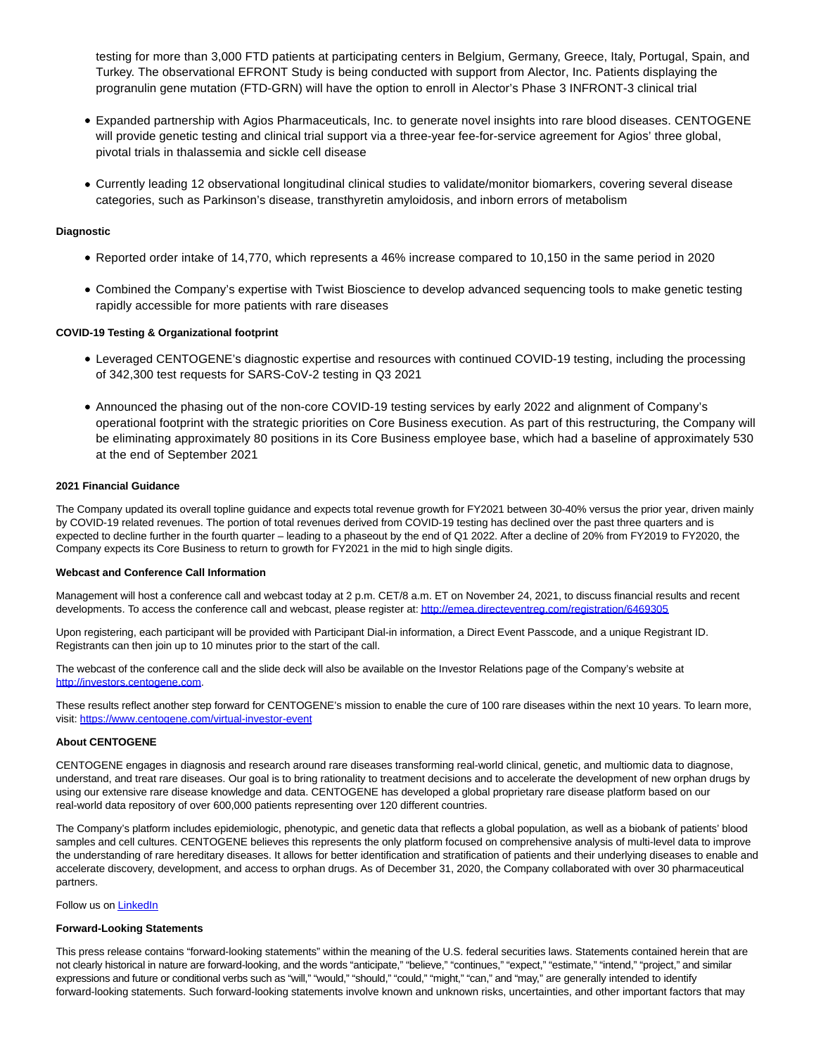testing for more than 3,000 FTD patients at participating centers in Belgium, Germany, Greece, Italy, Portugal, Spain, and Turkey. The observational EFRONT Study is being conducted with support from Alector, Inc. Patients displaying the progranulin gene mutation (FTD-GRN) will have the option to enroll in Alector's Phase 3 INFRONT-3 clinical trial

- Expanded partnership with Agios Pharmaceuticals, Inc. to generate novel insights into rare blood diseases. CENTOGENE will provide genetic testing and clinical trial support via a three-year fee-for-service agreement for Agios' three global, pivotal trials in thalassemia and sickle cell disease
- Currently leading 12 observational longitudinal clinical studies to validate/monitor biomarkers, covering several disease categories, such as Parkinson's disease, transthyretin amyloidosis, and inborn errors of metabolism

**Diagnostic**

- Reported order intake of 14,770, which represents a 46% increase compared to 10,150 in the same period in 2020
- Combined the Company's expertise with Twist Bioscience to develop advanced sequencing tools to make genetic testing rapidly accessible for more patients with rare diseases

**COVID-19 Testing & Organizational footprint**

- Leveraged CENTOGENE's diagnostic expertise and resources with continued COVID-19 testing, including the processing of 342,300 test requests for SARS-CoV-2 testing in Q3 2021
- Announced the phasing out of the non-core COVID-19 testing services by early 2022 and alignment of Company's operational footprint with the strategic priorities on Core Business execution. As part of this restructuring, the Company will be eliminating approximately 80 positions in its Core Business employee base, which had a baseline of approximately 530 at the end of September 2021

**2021 Financial Guidance**

The Company updated its overall topline guidance and expects total revenue growth for FY2021 between 30-40% versus the prior year, driven mainly by COVID-19 related revenues. The portion of total revenues derived from COVID-19 testing has declined over the past three quarters and is expected to decline further in the fourth quarter – leading to a phaseout by the end of Q1 2022. After a decline of 20% from FY2019 to FY2020, the Company expects its Core Business to return to growth for FY2021 in the mid to high single digits.

**Webcast and Conference Call Information**

Management will host a conference call and webcast today at 2 p.m. CET/8 a.m. ET on November 24, 2021, to discuss financial results and recent developments. To access the conference call and webcast, please register at: [http://emea.directeventreg.com/registration/6469305](http://emea.directeventreg.com/registration/6469305)

Upon registering, each participant will be provided with Participant Dial-in information, a Direct Event Passcode, and a unique Registrant ID. Registrants can then join up to 10 minutes prior to the start of the call.

The webcast of the conference call and the slide deck will also be available on the Investor Relations page of the Company's website at [http://investors.centogene.com](http://investors.centogene.com).

These results reflect another step forward for CENTOGENE's mission to enable the cure of 100 rare diseases within the next 10 years. To learn more, visit: [https://www.centogene.com/virtual-investor-event](https://www.centogene.com/virtual-investor-event)

**About CENTOGENE**

CENTOGENE engages in diagnosis and research around rare diseases transforming real-world clinical, genetic, and multiomic data to diagnose, understand, and treat rare diseases. Our goal is to bring rationality to treatment decisions and to accelerate the development of new orphan drugs by using our extensive rare disease knowledge and data. CENTOGENE has developed a global proprietary rare disease platform based on our real-world data repository of over 600,000 patients representing over 120 different countries.

The Company's platform includes epidemiologic, phenotypic, and genetic data that reflects a global population, as well as a biobank of patients' blood samples and cell cultures. CENTOGENE believes this represents the only platform focused on comprehensive analysis of multi-level data to improve the understanding of rare hereditary diseases. It allows for better identification and stratification of patients and their underlying diseases to enable and accelerate discovery, development, and access to orphan drugs. As of December 31, 2020, the Company collaborated with over 30 pharmaceutical partners.

Follow us on [LinkedIn]

**Forward-Looking Statements**

This press release contains "forward-looking statements" within the meaning of the U.S. federal securities laws. Statements contained herein that are not clearly historical in nature are forward-looking, and the words "anticipate," "believe," "continues," "expect," "estimate," "intend," "project," and similar expressions and future or conditional verbs such as "will," "would," "should," "could," "might," "can," and "may," are generally intended to identify forward-looking statements. Such forward-looking statements involve known and unknown risks, uncertainties, and other important factors that may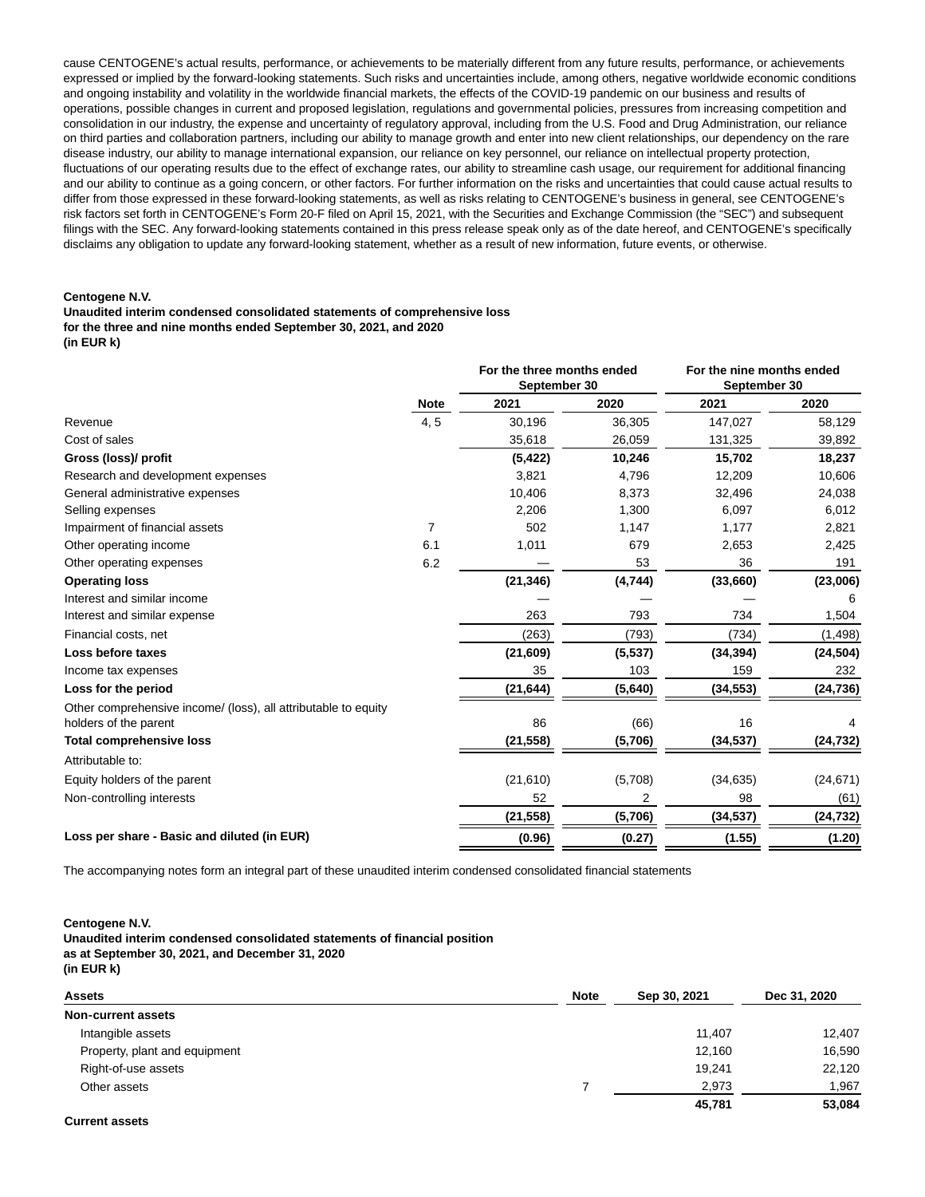cause CENTOGENE's actual results, performance, or achievements to be materially different from any future results, performance, or achievements expressed or implied by the forward-looking statements. Such risks and uncertainties include, among others, negative worldwide economic conditions and ongoing instability and volatility in the worldwide financial markets, the effects of the COVID-19 pandemic on our business and results of operations, possible changes in current and proposed legislation, regulations and governmental policies, pressures from increasing competition and consolidation in our industry, the expense and uncertainty of regulatory approval, including from the U.S. Food and Drug Administration, our reliance on third parties and collaboration partners, including our ability to manage growth and enter into new client relationships, our dependency on the rare disease industry, our ability to manage international expansion, our reliance on key personnel, our reliance on intellectual property protection, fluctuations of our operating results due to the effect of exchange rates, our ability to streamline cash usage, our requirement for additional financing and our ability to continue as a going concern, or other factors. For further information on the risks and uncertainties that could cause actual results to differ from those expressed in these forward-looking statements, as well as risks relating to CENTOGENE's business in general, see CENTOGENE's risk factors set forth in CENTOGENE's Form 20-F filed on April 15, 2021, with the Securities and Exchange Commission (the "SEC") and subsequent filings with the SEC. Any forward-looking statements contained in this press release speak only as of the date hereof, and CENTOGENE's specifically disclaims any obligation to update any forward-looking statement, whether as a result of new information, future events, or otherwise.

**Centogene N.V.**
**Unaudited interim condensed consolidated statements of comprehensive loss**
**for the three and nine months ended September 30, 2021, and 2020**
**(in EUR k)**

| | | For the three months ended September 30 | | For the nine months ended September 30 | |
|---|---|---|---|---|---|
| | **Note** | **2021** | **2020** | **2021** | **2020** |
| Revenue | 4, 5 | 30,196 | 36,305 | 147,027 | 58,129 |
| Cost of sales | | 35,618 | 26,059 | 131,325 | 39,892 |
| **Gross (loss)/ profit** | | **(5,422)** | **10,246** | **15,702** | **18,237** |
| Research and development expenses | | 3,821 | 4,796 | 12,209 | 10,606 |
| General administrative expenses | | 10,406 | 8,373 | 32,496 | 24,038 |
| Selling expenses | | 2,206 | 1,300 | 6,097 | 6,012 |
| Impairment of financial assets | 7 | 502 | 1,147 | 1,177 | 2,821 |
| Other operating income | 6.1 | 1,011 | 679 | 2,653 | 2,425 |
| Other operating expenses | 6.2 | — | 53 | 36 | 191 |
| **Operating loss** | | **(21,346)** | **(4,744)** | **(33,660)** | **(23,006)** |
| Interest and similar income | | — | — | — | 6 |
| Interest and similar expense | | 263 | 793 | 734 | 1,504 |
| Financial costs, net | | (263) | (793) | (734) | (1,498) |
| **Loss before taxes** | | **(21,609)** | **(5,537)** | **(34,394)** | **(24,504)** |
| Income tax expenses | | 35 | 103 | 159 | 232 |
| **Loss for the period** | | **(21,644)** | **(5,640)** | **(34,553)** | **(24,736)** |
| Other comprehensive income/ (loss), all attributable to equity holders of the parent | | 86 | (66) | 16 | 4 |
| **Total comprehensive loss** | | **(21,558)** | **(5,706)** | **(34,537)** | **(24,732)** |
| Attributable to: | | | | | |
| Equity holders of the parent | | (21,610) | (5,708) | (34,635) | (24,671) |
| Non-controlling interests | | 52 | 2 | 98 | (61) |
| | | **(21,558)** | **(5,706)** | **(34,537)** | **(24,732)** |
| **Loss per share - Basic and diluted (in EUR)** | | **(0.96)** | **(0.27)** | **(1.55)** | **(1.20)** |

The accompanying notes form an integral part of these unaudited interim condensed consolidated financial statements

**Centogene N.V.**
**Unaudited interim condensed consolidated statements of financial position**
**as at September 30, 2021, and December 31, 2020**
**(in EUR k)**

| **Assets** | **Note** | **Sep 30, 2021** | **Dec 31, 2020** |
|---|---|---|---|
| **Non-current assets** | | | |
| Intangible assets | | 11,407 | 12,407 |
| Property, plant and equipment | | 12,160 | 16,590 |
| Right-of-use assets | | 19,241 | 22,120 |
| Other assets | 7 | 2,973 | 1,967 |
| | | **45,781** | **53,084** |
| **Current assets** | | | |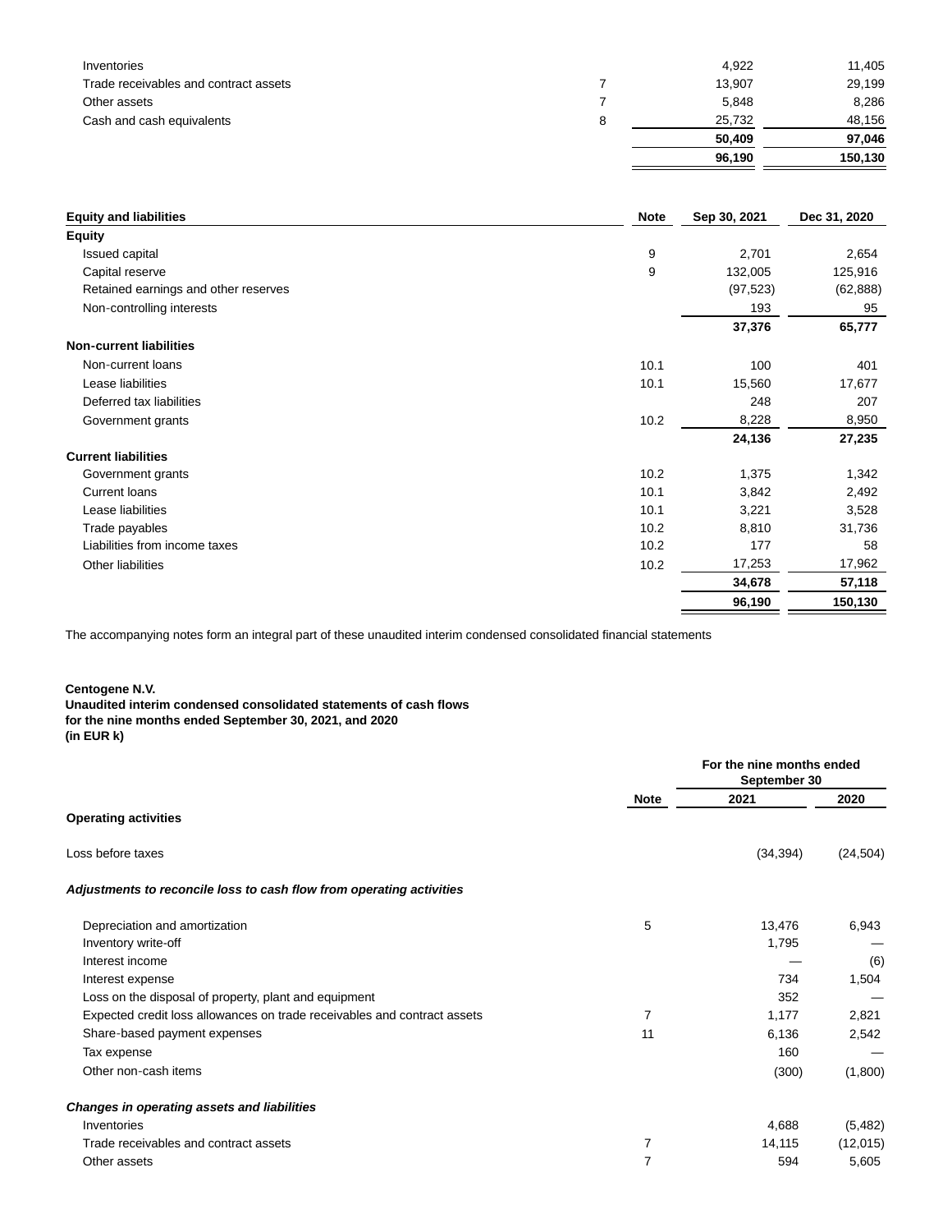| | Note | | |
|---|---|---|---|
| Inventories | | 4,922 | 11,405 |
| Trade receivables and contract assets | 7 | 13,907 | 29,199 |
| Other assets | 7 | 5,848 | 8,286 |
| Cash and cash equivalents | 8 | 25,732 | 48,156 |
| | | **50,409** | **97,046** |
| | | **96,190** | **150,130** |

| **Equity and liabilities** | **Note** | **Sep 30, 2021** | **Dec 31, 2020** |
|---|---|---|---|
| **Equity** | | | |
| Issued capital | 9 | 2,701 | 2,654 |
| Capital reserve | 9 | 132,005 | 125,916 |
| Retained earnings and other reserves | | (97,523) | (62,888) |
| Non-controlling interests | | 193 | 95 |
| | | **37,376** | **65,777** |
| **Non-current liabilities** | | | |
| Non-current loans | 10.1 | 100 | 401 |
| Lease liabilities | 10.1 | 15,560 | 17,677 |
| Deferred tax liabilities | | 248 | 207 |
| Government grants | 10.2 | 8,228 | 8,950 |
| | | **24,136** | **27,235** |
| **Current liabilities** | | | |
| Government grants | 10.2 | 1,375 | 1,342 |
| Current loans | 10.1 | 3,842 | 2,492 |
| Lease liabilities | 10.1 | 3,221 | 3,528 |
| Trade payables | 10.2 | 8,810 | 31,736 |
| Liabilities from income taxes | 10.2 | 177 | 58 |
| Other liabilities | 10.2 | 17,253 | 17,962 |
| | | **34,678** | **57,118** |
| | | **96,190** | **150,130** |

The accompanying notes form an integral part of these unaudited interim condensed consolidated financial statements

**Centogene N.V.**
**Unaudited interim condensed consolidated statements of cash flows**
**for the nine months ended September 30, 2021, and 2020**
**(in EUR k)**

| | | **For the nine months ended September 30** | |
|---|---|---|---|
| | **Note** | **2021** | **2020** |
| **Operating activities** | | | |
| Loss before taxes | | (34,394) | (24,504) |
| ***Adjustments to reconcile loss to cash flow from operating activities*** | | | |
| Depreciation and amortization | 5 | 13,476 | 6,943 |
| Inventory write-off | | 1,795 | — |
| Interest income | | — | (6) |
| Interest expense | | 734 | 1,504 |
| Loss on the disposal of property, plant and equipment | | 352 | — |
| Expected credit loss allowances on trade receivables and contract assets | 7 | 1,177 | 2,821 |
| Share-based payment expenses | 11 | 6,136 | 2,542 |
| Tax expense | | 160 | — |
| Other non-cash items | | (300) | (1,800) |
| ***Changes in operating assets and liabilities*** | | | |
| Inventories | | 4,688 | (5,482) |
| Trade receivables and contract assets | 7 | 14,115 | (12,015) |
| Other assets | 7 | 594 | 5,605 |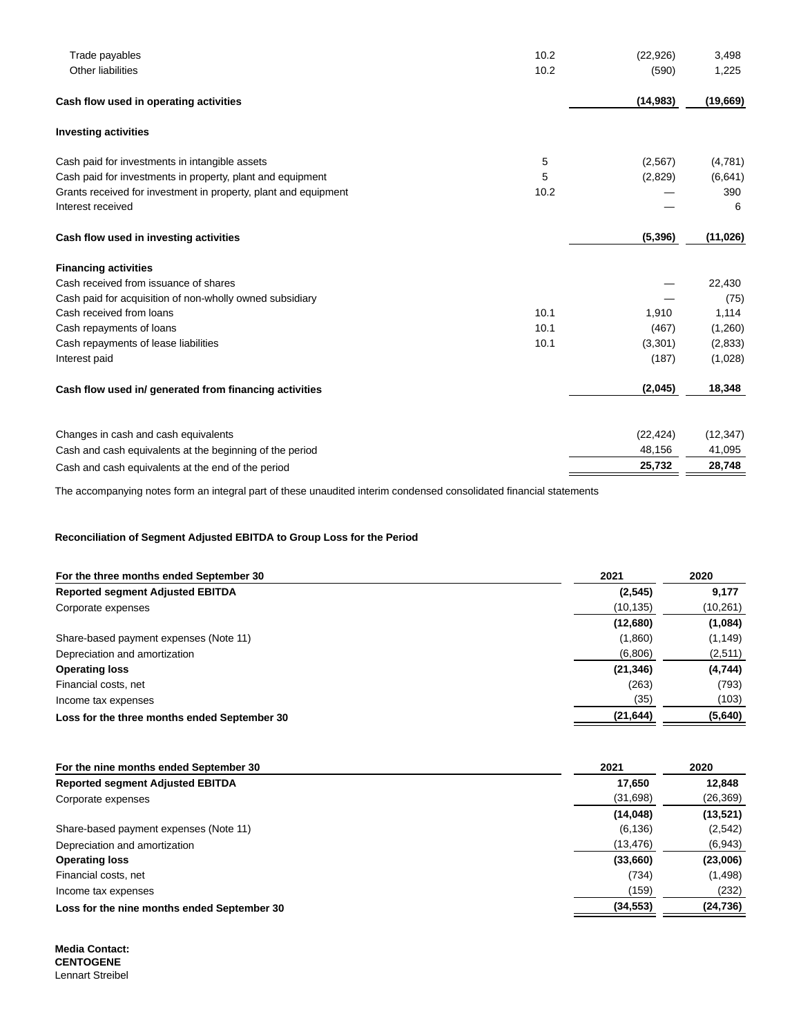| | Note | | |
|---|---|---|---|
| Trade payables | 10.2 | (22,926) | 3,498 |
| Other liabilities | 10.2 | (590) | 1,225 |
| **Cash flow used in operating activities** | | **(14,983)** | **(19,669)** |
| **Investing activities** | | | |
| Cash paid for investments in intangible assets | 5 | (2,567) | (4,781) |
| Cash paid for investments in property, plant and equipment | 5 | (2,829) | (6,641) |
| Grants received for investment in property, plant and equipment | 10.2 | — | 390 |
| Interest received | | — | 6 |
| **Cash flow used in investing activities** | | **(5,396)** | **(11,026)** |
| **Financing activities** | | | |
| Cash received from issuance of shares | | — | 22,430 |
| Cash paid for acquisition of non-wholly owned subsidiary | | — | (75) |
| Cash received from loans | 10.1 | 1,910 | 1,114 |
| Cash repayments of loans | 10.1 | (467) | (1,260) |
| Cash repayments of lease liabilities | 10.1 | (3,301) | (2,833) |
| Interest paid | | (187) | (1,028) |
| **Cash flow used in/ generated from financing activities** | | **(2,045)** | **18,348** |
| Changes in cash and cash equivalents | | (22,424) | (12,347) |
| Cash and cash equivalents at the beginning of the period | | 48,156 | 41,095 |
| Cash and cash equivalents at the end of the period | | **25,732** | **28,748** |

The accompanying notes form an integral part of these unaudited interim condensed consolidated financial statements

**Reconciliation of Segment Adjusted EBITDA to Group Loss for the Period**

| For the three months ended September 30 | 2021 | 2020 |
|---|---|---|
| **Reported segment Adjusted EBITDA** | **(2,545)** | **9,177** |
| Corporate expenses | (10,135) | (10,261) |
| | **(12,680)** | **(1,084)** |
| Share-based payment expenses (Note 11) | (1,860) | (1,149) |
| Depreciation and amortization | (6,806) | (2,511) |
| **Operating loss** | **(21,346)** | **(4,744)** |
| Financial costs, net | (263) | (793) |
| Income tax expenses | (35) | (103) |
| **Loss for the three months ended September 30** | **(21,644)** | **(5,640)** |

| For the nine months ended September 30 | 2021 | 2020 |
|---|---|---|
| **Reported segment Adjusted EBITDA** | **17,650** | **12,848** |
| Corporate expenses | (31,698) | (26,369) |
| | **(14,048)** | **(13,521)** |
| Share-based payment expenses (Note 11) | (6,136) | (2,542) |
| Depreciation and amortization | (13,476) | (6,943) |
| **Operating loss** | **(33,660)** | **(23,006)** |
| Financial costs, net | (734) | (1,498) |
| Income tax expenses | (159) | (232) |
| **Loss for the nine months ended September 30** | **(34,553)** | **(24,736)** |

**Media Contact:**
**CENTOGENE**
Lennart Streibel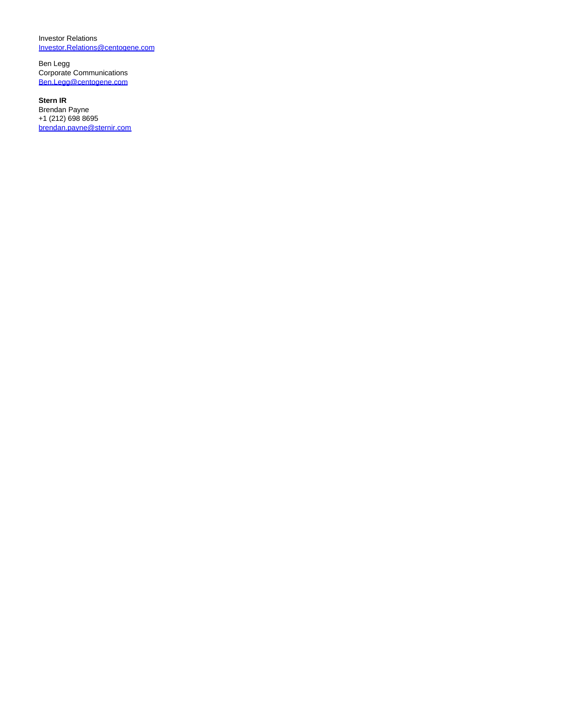Investor Relations
Investor.Relations@centogene.com

Ben Legg
Corporate Communications
Ben.Legg@centogene.com

**Stern IR**
Brendan Payne
+1 (212) 698 8695
brendan.payne@sternir.com